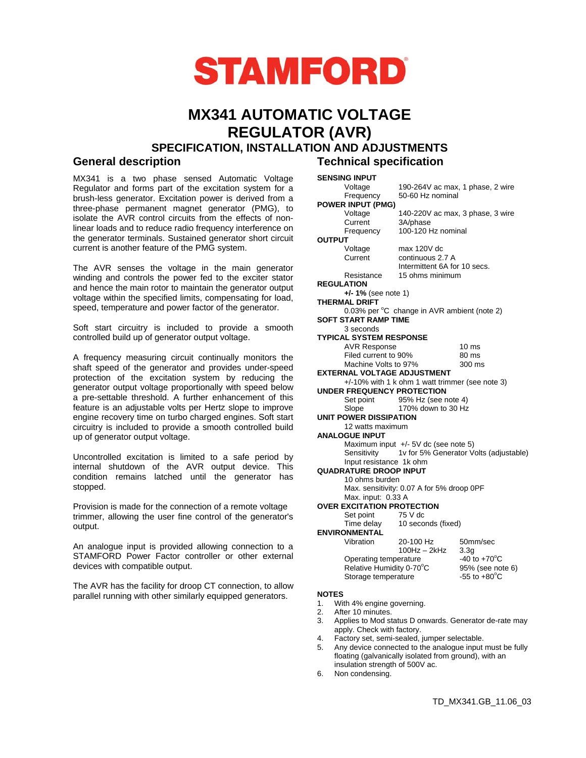# STAMFORD

# MX341 AUTOMATIC VOLTAGE REGULATOR (AVR)

## SPECIFICATION, INSTALLATION AND ADJUSTMENTS

## General description

MX341 is a two phase sensed Automatic Voltage Regulator and forms part of the excitation system for a brush-less generator. Excitation power is derived from a three-phase permanent magnet generator (PMG), to isolate the AVR control circuits from the effects of non-linear loads and to reduce radio frequency interference on the generator terminals. Sustained generator short circuit current is another feature of the PMG system.

The AVR senses the voltage in the main generator winding and controls the power fed to the exciter stator and hence the main rotor to maintain the generator output voltage within the specified limits, compensating for load, speed, temperature and power factor of the generator.

Soft start circuitry is included to provide a smooth controlled build up of generator output voltage.

A frequency measuring circuit continually monitors the shaft speed of the generator and provides under-speed protection of the excitation system by reducing the generator output voltage proportionally with speed below a pre-settable threshold. A further enhancement of this feature is an adjustable volts per Hertz slope to improve engine recovery time on turbo charged engines. Soft start circuitry is included to provide a smooth controlled build up of generator output voltage.

Uncontrolled excitation is limited to a safe period by internal shutdown of the AVR output device. This condition remains latched until the generator has stopped.

Provision is made for the connection of a remote voltage trimmer, allowing the user fine control of the generator's output.

An analogue input is provided allowing connection to a STAMFORD Power Factor controller or other external devices with compatible output.

The AVR has the facility for droop CT connection, to allow parallel running with other similarly equipped generators.

## Technical specification

**SENSING INPUT**

| | |
|---|---|
| Voltage | 190-264V ac max, 1 phase, 2 wire |
| Frequency | 50-60 Hz nominal |

**POWER INPUT (PMG)**

| | |
|---|---|
| Voltage | 140-220V ac max, 3 phase, 3 wire |
| Current | 3A/phase |
| Frequency | 100-120 Hz nominal |

**OUTPUT**

| | |
|---|---|
| Voltage | max 120V dc |
| Current | continuous 2.7 A<br>Intermittent 6A for 10 secs. |
| Resistance | 15 ohms minimum |

**REGULATION**

**+/- 1%** (see note 1)

**THERMAL DRIFT**

0.03% per °C change in AVR ambient (note 2)

**SOFT START RAMP TIME**

3 seconds

**TYPICAL SYSTEM RESPONSE**

| | |
|---|---|
| AVR Response | 10 ms |
| Filed current to 90% | 80 ms |
| Machine Volts to 97% | 300 ms |

**EXTERNAL VOLTAGE ADJUSTMENT**

+/-10% with 1 k ohm 1 watt trimmer (see note 3)

**UNDER FREQUENCY PROTECTION**

| | |
|---|---|
| Set point | 95% Hz (see note 4) |
| Slope | 170% down to 30 Hz |

**UNIT POWER DISSIPATION**

12 watts maximum

**ANALOGUE INPUT**

Maximum input +/- 5V dc (see note 5)
Sensitivity 1v for 5% Generator Volts (adjustable)
Input resistance 1k ohm

**QUADRATURE DROOP INPUT**

10 ohms burden
Max. sensitivity: 0.07 A for 5% droop 0PF
Max. input: 0.33 A

**OVER EXCITATION PROTECTION**

| | |
|---|---|
| Set point | 75 V dc |
| Time delay | 10 seconds (fixed) |

**ENVIRONMENTAL**

| | | |
|---|---|---|
| Vibration | 20-100 Hz | 50mm/sec |
| | 100Hz – 2kHz | 3.3g |
| Operating temperature | | -40 to +70°C |
| Relative Humidity 0-70°C | | 95% (see note 6) |
| Storage temperature | | -55 to +80°C |

**NOTES**

1. With 4% engine governing.
2. After 10 minutes.
3. Applies to Mod status D onwards. Generator de-rate may apply. Check with factory.
4. Factory set, semi-sealed, jumper selectable.
5. Any device connected to the analogue input must be fully floating (galvanically isolated from ground), with an insulation strength of 500V ac.
6. Non condensing.

TD_MX341.GB_11.06_03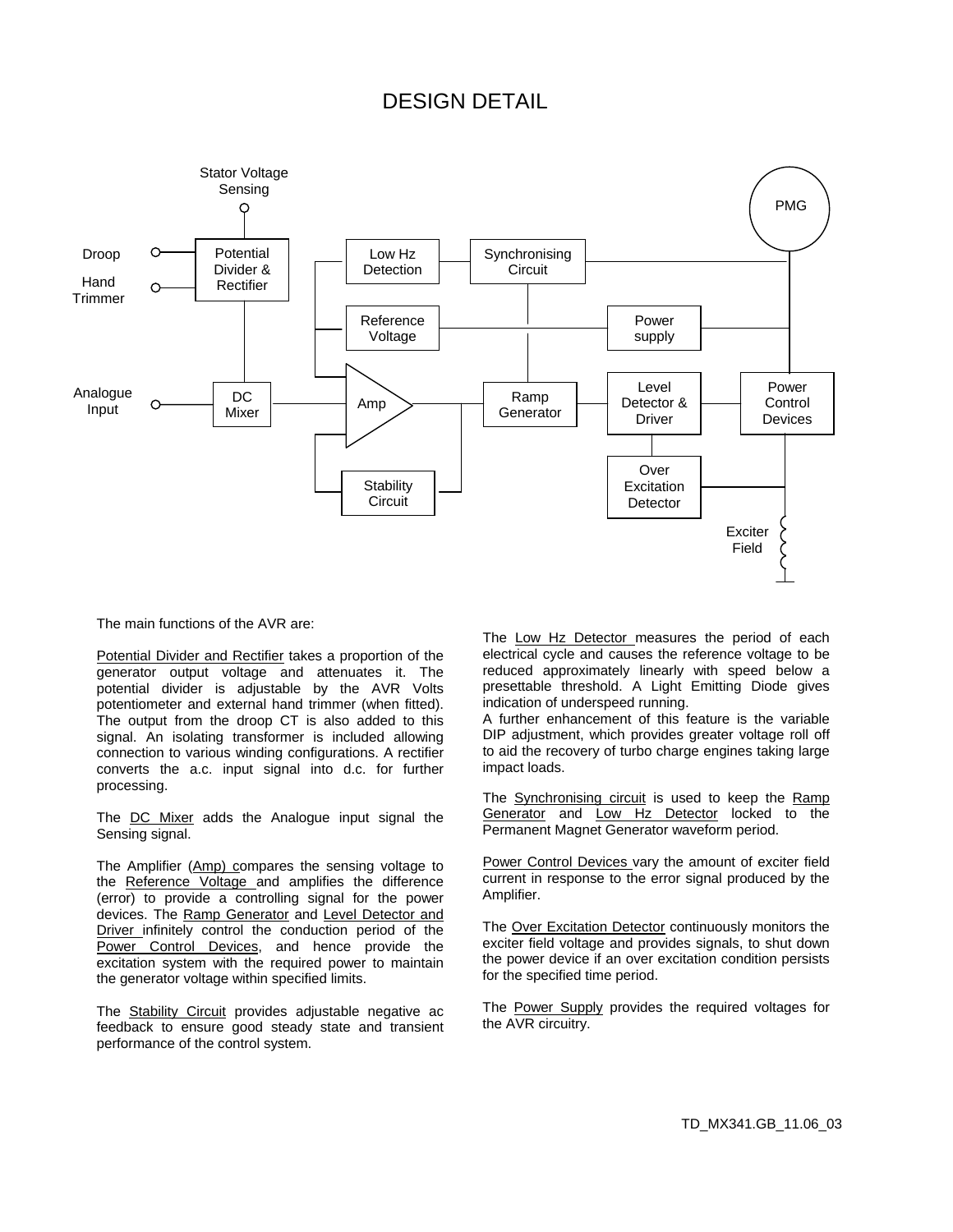# DESIGN DETAIL

Stator Voltage Sensing

PMG

Droop

Hand Trimmer

Potential Divider & Rectifier

Low Hz Detection

Synchronising Circuit

Reference Voltage

Power supply

Analogue Input

DC Mixer

Amp

Ramp Generator

Level Detector & Driver

Power Control Devices

Stability Circuit

Over Excitation Detector

Exciter Field

The main functions of the AVR are:

Potential Divider and Rectifier takes a proportion of the generator output voltage and attenuates it. The potential divider is adjustable by the AVR Volts potentiometer and external hand trimmer (when fitted). The output from the droop CT is also added to this signal. An isolating transformer is included allowing connection to various winding configurations. A rectifier converts the a.c. input signal into d.c. for further processing.

The DC Mixer adds the Analogue input signal the Sensing signal.

The Amplifier (Amp) compares the sensing voltage to the Reference Voltage and amplifies the difference (error) to provide a controlling signal for the power devices. The Ramp Generator and Level Detector and Driver infinitely control the conduction period of the Power Control Devices, and hence provide the excitation system with the required power to maintain the generator voltage within specified limits.

The Stability Circuit provides adjustable negative ac feedback to ensure good steady state and transient performance of the control system.

The Low Hz Detector measures the period of each electrical cycle and causes the reference voltage to be reduced approximately linearly with speed below a presettable threshold. A Light Emitting Diode gives indication of underspeed running.
A further enhancement of this feature is the variable DIP adjustment, which provides greater voltage roll off to aid the recovery of turbo charge engines taking large impact loads.

The Synchronising circuit is used to keep the Ramp Generator and Low Hz Detector locked to the Permanent Magnet Generator waveform period.

Power Control Devices vary the amount of exciter field current in response to the error signal produced by the Amplifier.

The Over Excitation Detector continuously monitors the exciter field voltage and provides signals, to shut down the power device if an over excitation condition persists for the specified time period.

The Power Supply provides the required voltages for the AVR circuitry.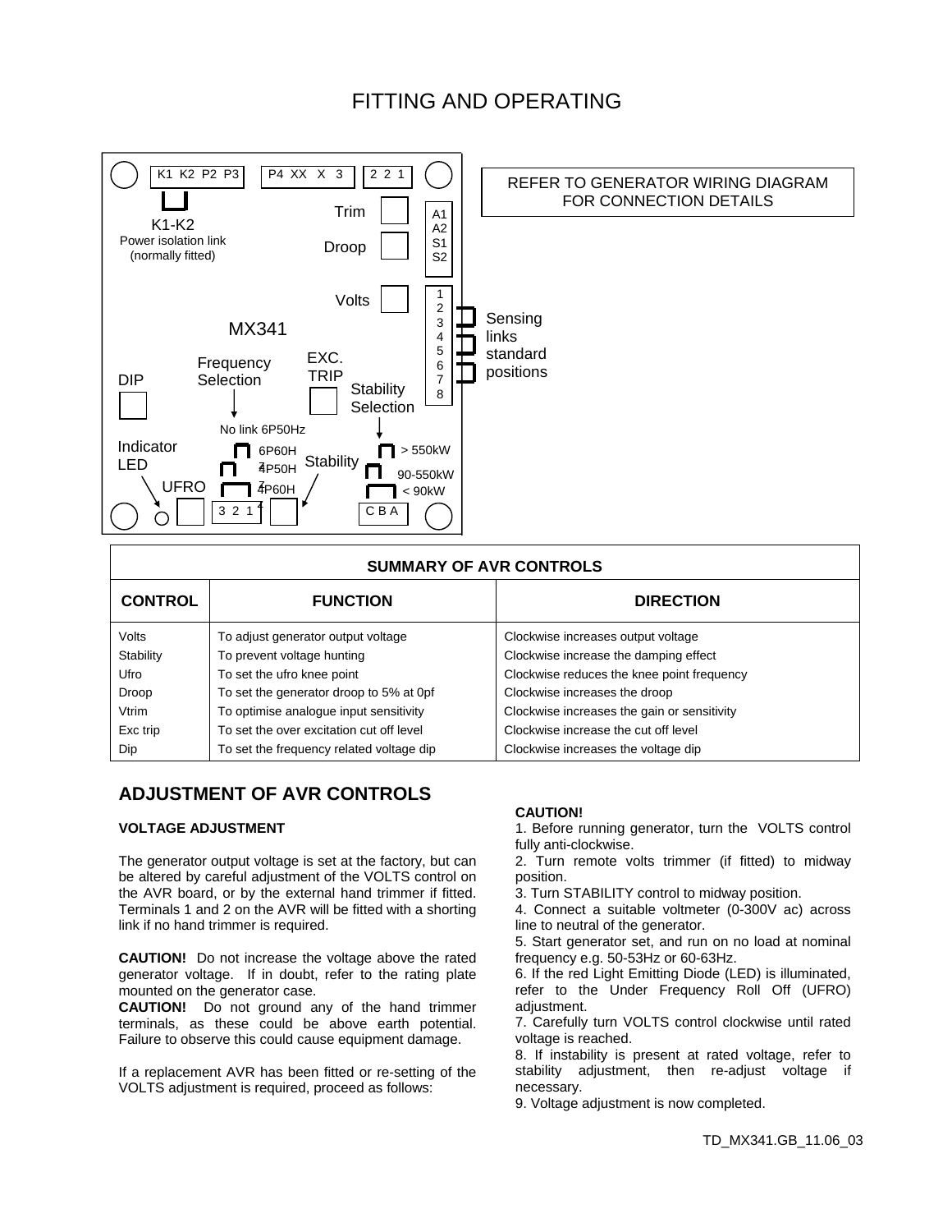# FITTING AND OPERATING

K1 K2 P2 P3

P4 XX X 3

2 2 1

K1-K2
Power isolation link
(normally fitted)

Trim

Droop

A1
A2
S1
S2

Volts

1
2
3
4
5
6
7
8

Sensing links standard positions

MX341

DIP

Frequency Selection

EXC. TRIP

Stability Selection

No link 6P50Hz

Indicator LED

6P60Hz
4P50Hz
4P60Hz

Stability

> 550kW
90-550kW
< 90kW

UFRO

3 2 1

C B A

REFER TO GENERATOR WIRING DIAGRAM FOR CONNECTION DETAILS

| SUMMARY OF AVR CONTROLS | | |
|---|---|---|
| **CONTROL** | **FUNCTION** | **DIRECTION** |
| Volts | To adjust generator output voltage | Clockwise increases output voltage |
| Stability | To prevent voltage hunting | Clockwise increase the damping effect |
| Ufro | To set the ufro knee point | Clockwise reduces the knee point frequency |
| Droop | To set the generator droop to 5% at 0pf | Clockwise increases the droop |
| Vtrim | To optimise analogue input sensitivity | Clockwise increases the gain or sensitivity |
| Exc trip | To set the over excitation cut off level | Clockwise increase the cut off level |
| Dip | To set the frequency related voltage dip | Clockwise increases the voltage dip |

## ADJUSTMENT OF AVR CONTROLS

**VOLTAGE ADJUSTMENT**

The generator output voltage is set at the factory, but can be altered by careful adjustment of the VOLTS control on the AVR board, or by the external hand trimmer if fitted. Terminals 1 and 2 on the AVR will be fitted with a shorting link if no hand trimmer is required.

**CAUTION!** Do not increase the voltage above the rated generator voltage. If in doubt, refer to the rating plate mounted on the generator case.

**CAUTION!** Do not ground any of the hand trimmer terminals, as these could be above earth potential. Failure to observe this could cause equipment damage.

If a replacement AVR has been fitted or re-setting of the VOLTS adjustment is required, proceed as follows:

**CAUTION!**

1. Before running generator, turn the VOLTS control fully anti-clockwise.
2. Turn remote volts trimmer (if fitted) to midway position.
3. Turn STABILITY control to midway position.
4. Connect a suitable voltmeter (0-300V ac) across line to neutral of the generator.
5. Start generator set, and run on no load at nominal frequency e.g. 50-53Hz or 60-63Hz.
6. If the red Light Emitting Diode (LED) is illuminated, refer to the Under Frequency Roll Off (UFRO) adjustment.
7. Carefully turn VOLTS control clockwise until rated voltage is reached.
8. If instability is present at rated voltage, refer to stability adjustment, then re-adjust voltage if necessary.
9. Voltage adjustment is now completed.

TD_MX341.GB_11.06_03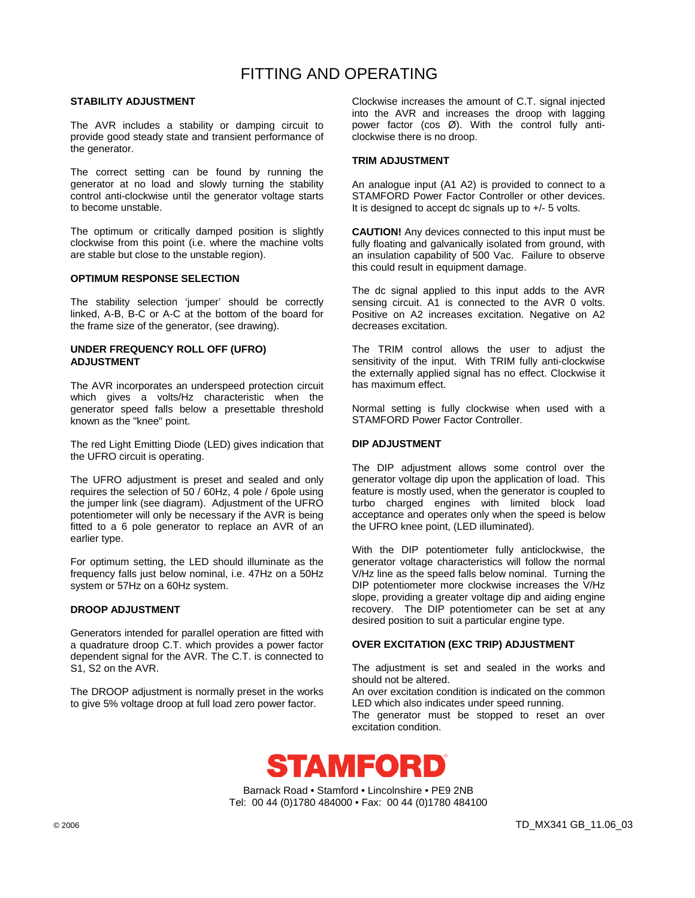# FITTING AND OPERATING

## STABILITY ADJUSTMENT

The AVR includes a stability or damping circuit to provide good steady state and transient performance of the generator.

The correct setting can be found by running the generator at no load and slowly turning the stability control anti-clockwise until the generator voltage starts to become unstable.

The optimum or critically damped position is slightly clockwise from this point (i.e. where the machine volts are stable but close to the unstable region).

## OPTIMUM RESPONSE SELECTION

The stability selection 'jumper' should be correctly linked, A-B, B-C or A-C at the bottom of the board for the frame size of the generator, (see drawing).

## UNDER FREQUENCY ROLL OFF (UFRO) ADJUSTMENT

The AVR incorporates an underspeed protection circuit which gives a volts/Hz characteristic when the generator speed falls below a presettable threshold known as the "knee" point.

The red Light Emitting Diode (LED) gives indication that the UFRO circuit is operating.

The UFRO adjustment is preset and sealed and only requires the selection of 50 / 60Hz, 4 pole / 6pole using the jumper link (see diagram). Adjustment of the UFRO potentiometer will only be necessary if the AVR is being fitted to a 6 pole generator to replace an AVR of an earlier type.

For optimum setting, the LED should illuminate as the frequency falls just below nominal, i.e. 47Hz on a 50Hz system or 57Hz on a 60Hz system.

## DROOP ADJUSTMENT

Generators intended for parallel operation are fitted with a quadrature droop C.T. which provides a power factor dependent signal for the AVR. The C.T. is connected to S1, S2 on the AVR.

The DROOP adjustment is normally preset in the works to give 5% voltage droop at full load zero power factor.

Clockwise increases the amount of C.T. signal injected into the AVR and increases the droop with lagging power factor (cos Ø). With the control fully anti-clockwise there is no droop.

## TRIM ADJUSTMENT

An analogue input (A1 A2) is provided to connect to a STAMFORD Power Factor Controller or other devices. It is designed to accept dc signals up to +/- 5 volts.

**CAUTION!** Any devices connected to this input must be fully floating and galvanically isolated from ground, with an insulation capability of 500 Vac. Failure to observe this could result in equipment damage.

The dc signal applied to this input adds to the AVR sensing circuit. A1 is connected to the AVR 0 volts. Positive on A2 increases excitation. Negative on A2 decreases excitation.

The TRIM control allows the user to adjust the sensitivity of the input. With TRIM fully anti-clockwise the externally applied signal has no effect. Clockwise it has maximum effect.

Normal setting is fully clockwise when used with a STAMFORD Power Factor Controller.

## DIP ADJUSTMENT

The DIP adjustment allows some control over the generator voltage dip upon the application of load. This feature is mostly used, when the generator is coupled to turbo charged engines with limited block load acceptance and operates only when the speed is below the UFRO knee point, (LED illuminated).

With the DIP potentiometer fully anticlockwise, the generator voltage characteristics will follow the normal V/Hz line as the speed falls below nominal. Turning the DIP potentiometer more clockwise increases the V/Hz slope, providing a greater voltage dip and aiding engine recovery. The DIP potentiometer can be set at any desired position to suit a particular engine type.

## OVER EXCITATION (EXC TRIP) ADJUSTMENT

The adjustment is set and sealed in the works and should not be altered.
An over excitation condition is indicated on the common LED which also indicates under speed running.
The generator must be stopped to reset an over excitation condition.

STAMFORD

Barnack Road • Stamford • Lincolnshire • PE9 2NB
Tel: 00 44 (0)1780 484000 • Fax: 00 44 (0)1780 484100

© 2006

TD_MX341 GB_11.06_03